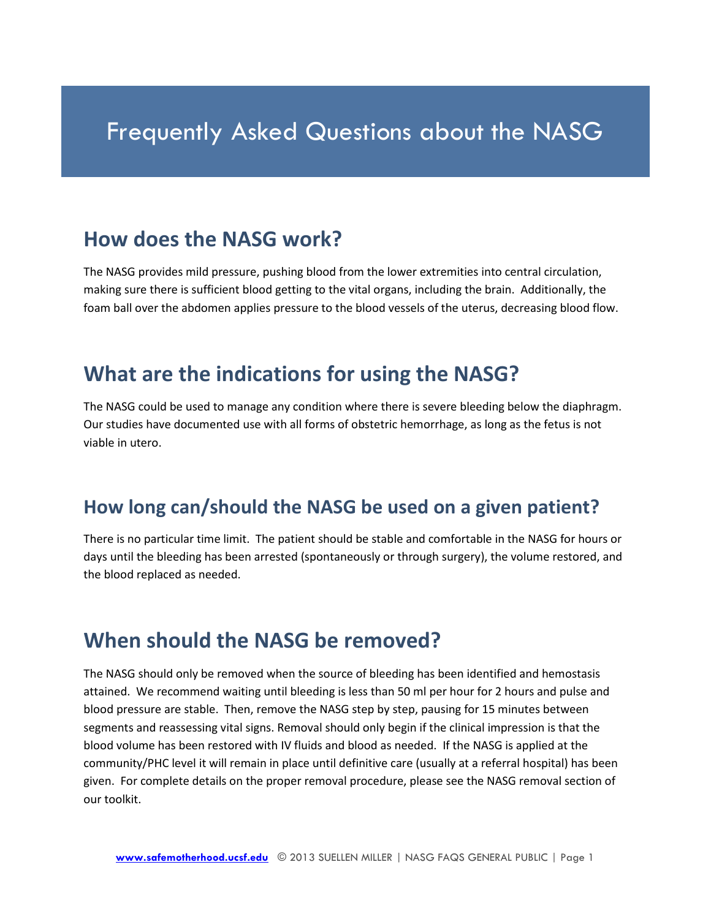# Frequently Asked Questions about the NASG

## How does the NASG work?

The NASG provides mild pressure, pushing blood from the lower extremities into central circulation, making sure there is sufficient blood getting to the vital organs, including the brain. Additionally, the foam ball over the abdomen applies pressure to the blood vessels of the uterus, decreasing blood flow.

## What are the indications for using the NASG?

The NASG could be used to manage any condition where there is severe bleeding below the diaphragm. Our studies have documented use with all forms of obstetric hemorrhage, as long as the fetus is not viable in utero.

## How long can/should the NASG be used on a given patient?

There is no particular time limit. The patient should be stable and comfortable in the NASG for hours or days until the bleeding has been arrested (spontaneously or through surgery), the volume restored, and the blood replaced as needed.

## When should the NASG be removed?

The NASG should only be removed when the source of bleeding has been identified and hemostasis attained. We recommend waiting until bleeding is less than 50 ml per hour for 2 hours and pulse and blood pressure are stable. Then, remove the NASG step by step, pausing for 15 minutes between segments and reassessing vital signs. Removal should only begin if the clinical impression is that the blood volume has been restored with IV fluids and blood as needed. If the NASG is applied at the community/PHC level it will remain in place until definitive care (usually at a referral hospital) has been given. For complete details on the proper removal procedure, please see the NASG removal section of our toolkit.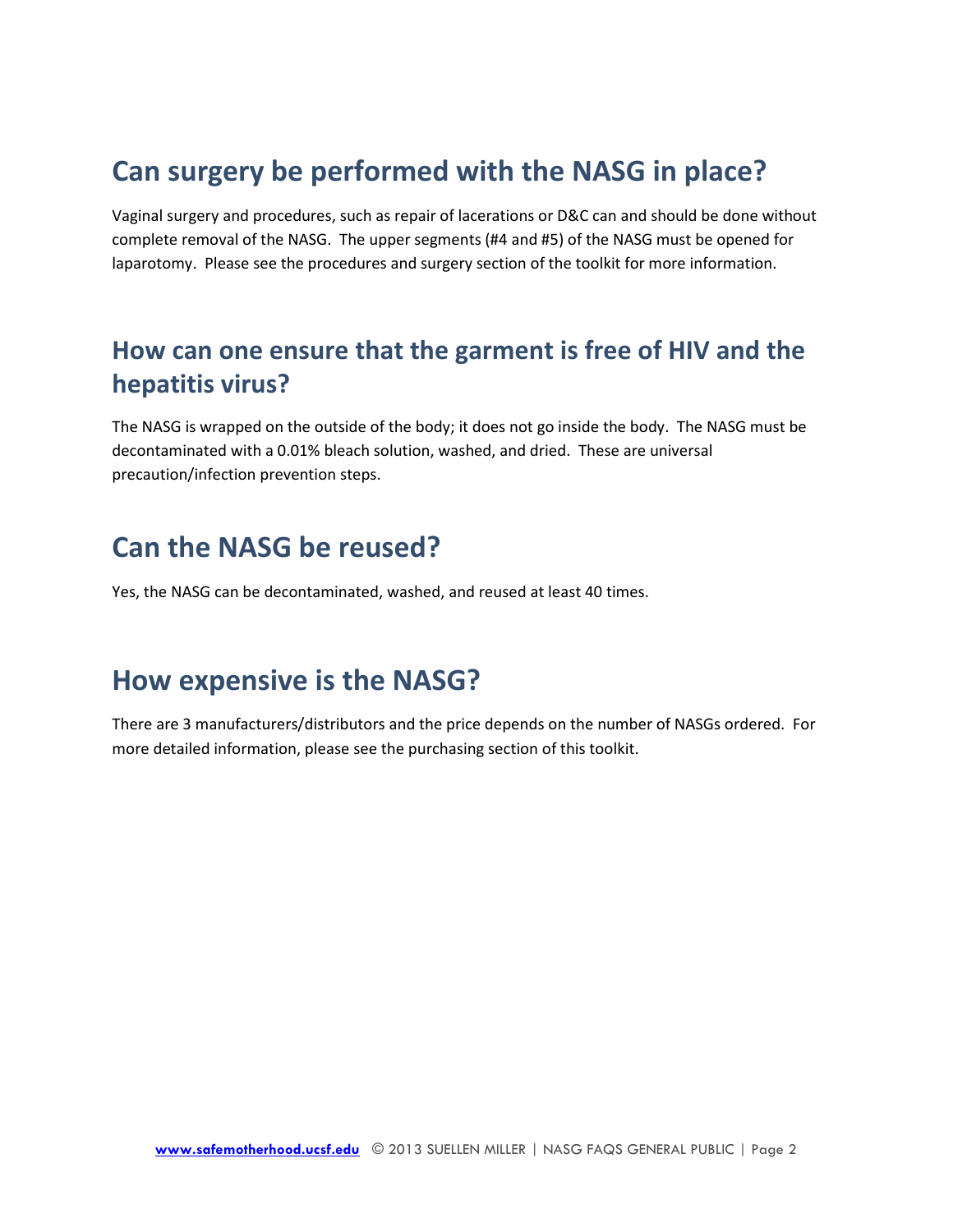## Can surgery be performed with the NASG in place?

Vaginal surgery and procedures, such as repair of lacerations or D&C can and should be done without complete removal of the NASG. The upper segments (#4 and #5) of the NASG must be opened for laparotomy. Please see the procedures and surgery section of the toolkit for more information.

## How can one ensure that the garment is free of HIV and the hepatitis virus?

The NASG is wrapped on the outside of the body; it does not go inside the body. The NASG must be decontaminated with a 0.01% bleach solution, washed, and dried. These are universal precaution/infection prevention steps.

## Can the NASG be reused?

Yes, the NASG can be decontaminated, washed, and reused at least 40 times.

## How expensive is the NASG?

There are 3 manufacturers/distributors and the price depends on the number of NASGs ordered. For more detailed information, please see the purchasing section of this toolkit.